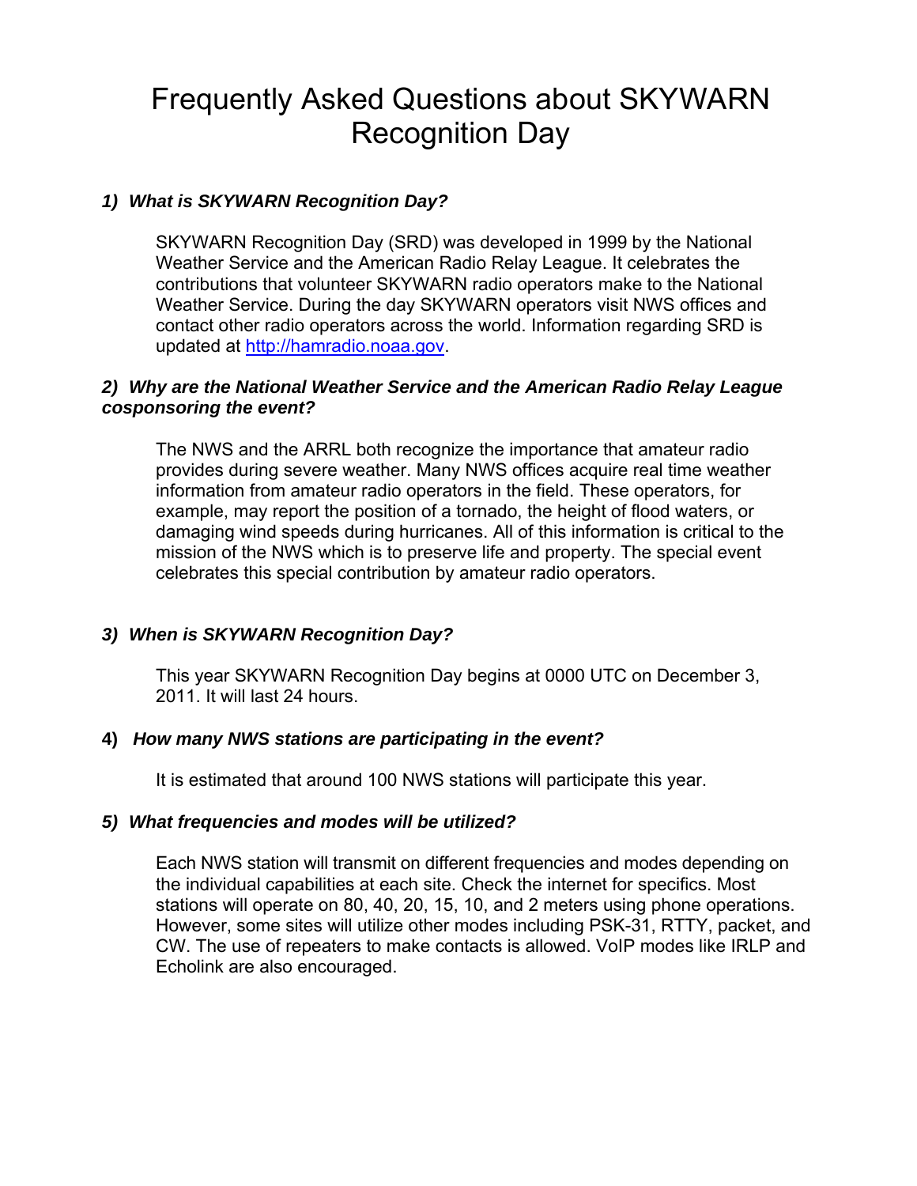# Frequently Asked Questions about SKYWARN Recognition Day

***1) What is SKYWARN Recognition Day?***

SKYWARN Recognition Day (SRD) was developed in 1999 by the National Weather Service and the American Radio Relay League. It celebrates the contributions that volunteer SKYWARN radio operators make to the National Weather Service. During the day SKYWARN operators visit NWS offices and contact other radio operators across the world. Information regarding SRD is updated at [http://hamradio.noaa.gov](http://hamradio.noaa.gov).

***2) Why are the National Weather Service and the American Radio Relay League cosponsoring the event?***

The NWS and the ARRL both recognize the importance that amateur radio provides during severe weather. Many NWS offices acquire real time weather information from amateur radio operators in the field. These operators, for example, may report the position of a tornado, the height of flood waters, or damaging wind speeds during hurricanes. All of this information is critical to the mission of the NWS which is to preserve life and property. The special event celebrates this special contribution by amateur radio operators.

***3) When is SKYWARN Recognition Day?***

This year SKYWARN Recognition Day begins at 0000 UTC on December 3, 2011. It will last 24 hours.

**4)** ***How many NWS stations are participating in the event?***

It is estimated that around 100 NWS stations will participate this year.

***5) What frequencies and modes will be utilized?***

Each NWS station will transmit on different frequencies and modes depending on the individual capabilities at each site. Check the internet for specifics. Most stations will operate on 80, 40, 20, 15, 10, and 2 meters using phone operations. However, some sites will utilize other modes including PSK-31, RTTY, packet, and CW. The use of repeaters to make contacts is allowed. VoIP modes like IRLP and Echolink are also encouraged.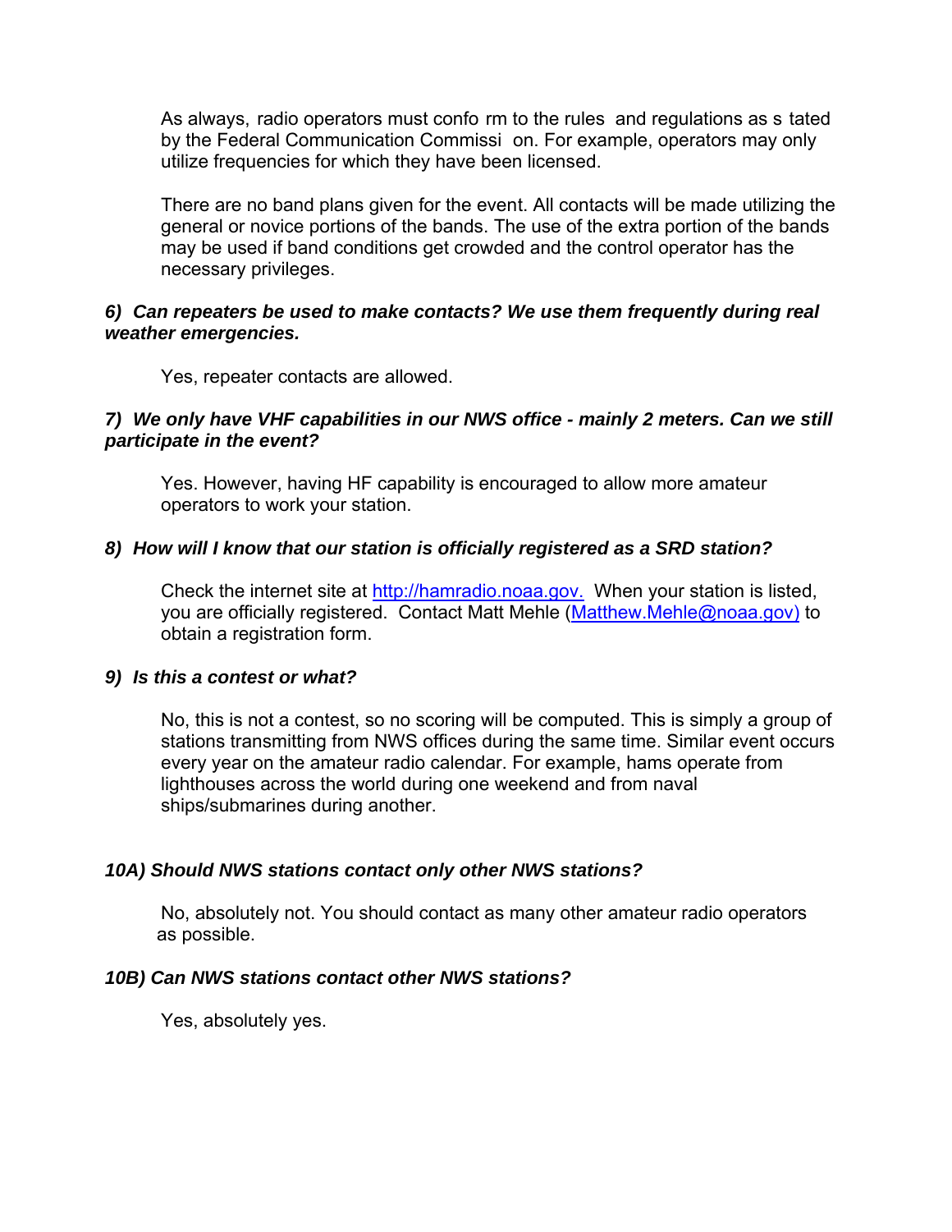As always, radio operators must conform to the rules and regulations as stated by the Federal Communication Commission. For example, operators may only utilize frequencies for which they have been licensed.

There are no band plans given for the event. All contacts will be made utilizing the general or novice portions of the bands. The use of the extra portion of the bands may be used if band conditions get crowded and the control operator has the necessary privileges.

***6) Can repeaters be used to make contacts? We use them frequently during real weather emergencies.***

Yes, repeater contacts are allowed.

***7) We only have VHF capabilities in our NWS office - mainly 2 meters. Can we still participate in the event?***

Yes. However, having HF capability is encouraged to allow more amateur operators to work your station.

***8) How will I know that our station is officially registered as a SRD station?***

Check the internet site at [http://hamradio.noaa.gov.](http://hamradio.noaa.gov) When your station is listed, you are officially registered. Contact Matt Mehle ([Matthew.Mehle@noaa.gov)](mailto:Matthew.Mehle@noaa.gov) to obtain a registration form.

***9) Is this a contest or what?***

No, this is not a contest, so no scoring will be computed. This is simply a group of stations transmitting from NWS offices during the same time. Similar event occurs every year on the amateur radio calendar. For example, hams operate from lighthouses across the world during one weekend and from naval ships/submarines during another.

***10A) Should NWS stations contact only other NWS stations?***

No, absolutely not. You should contact as many other amateur radio operators as possible.

***10B) Can NWS stations contact other NWS stations?***

Yes, absolutely yes.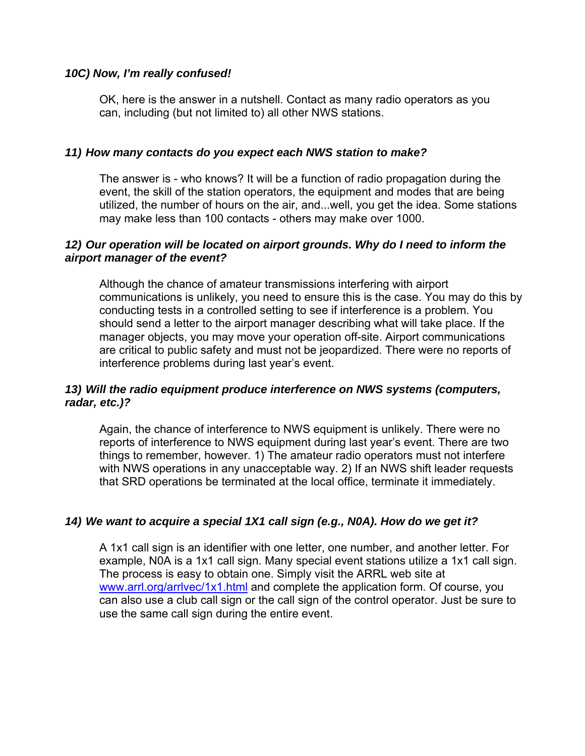### *10C) Now, I'm really confused!*

OK, here is the answer in a nutshell. Contact as many radio operators as you can, including (but not limited to) all other NWS stations.

### *11) How many contacts do you expect each NWS station to make?*

The answer is - who knows? It will be a function of radio propagation during the event, the skill of the station operators, the equipment and modes that are being utilized, the number of hours on the air, and...well, you get the idea. Some stations may make less than 100 contacts - others may make over 1000.

### *12) Our operation will be located on airport grounds. Why do I need to inform the airport manager of the event?*

Although the chance of amateur transmissions interfering with airport communications is unlikely, you need to ensure this is the case. You may do this by conducting tests in a controlled setting to see if interference is a problem. You should send a letter to the airport manager describing what will take place. If the manager objects, you may move your operation off-site. Airport communications are critical to public safety and must not be jeopardized. There were no reports of interference problems during last year's event.

### *13) Will the radio equipment produce interference on NWS systems (computers, radar, etc.)?*

Again, the chance of interference to NWS equipment is unlikely. There were no reports of interference to NWS equipment during last year's event. There are two things to remember, however. 1) The amateur radio operators must not interfere with NWS operations in any unacceptable way. 2) If an NWS shift leader requests that SRD operations be terminated at the local office, terminate it immediately.

### *14) We want to acquire a special 1X1 call sign (e.g., N0A). How do we get it?*

A 1x1 call sign is an identifier with one letter, one number, and another letter. For example, N0A is a 1x1 call sign. Many special event stations utilize a 1x1 call sign. The process is easy to obtain one. Simply visit the ARRL web site at [www.arrl.org/arrlvec/1x1.html](www.arrl.org/arrlvec/1x1.html) and complete the application form. Of course, you can also use a club call sign or the call sign of the control operator. Just be sure to use the same call sign during the entire event.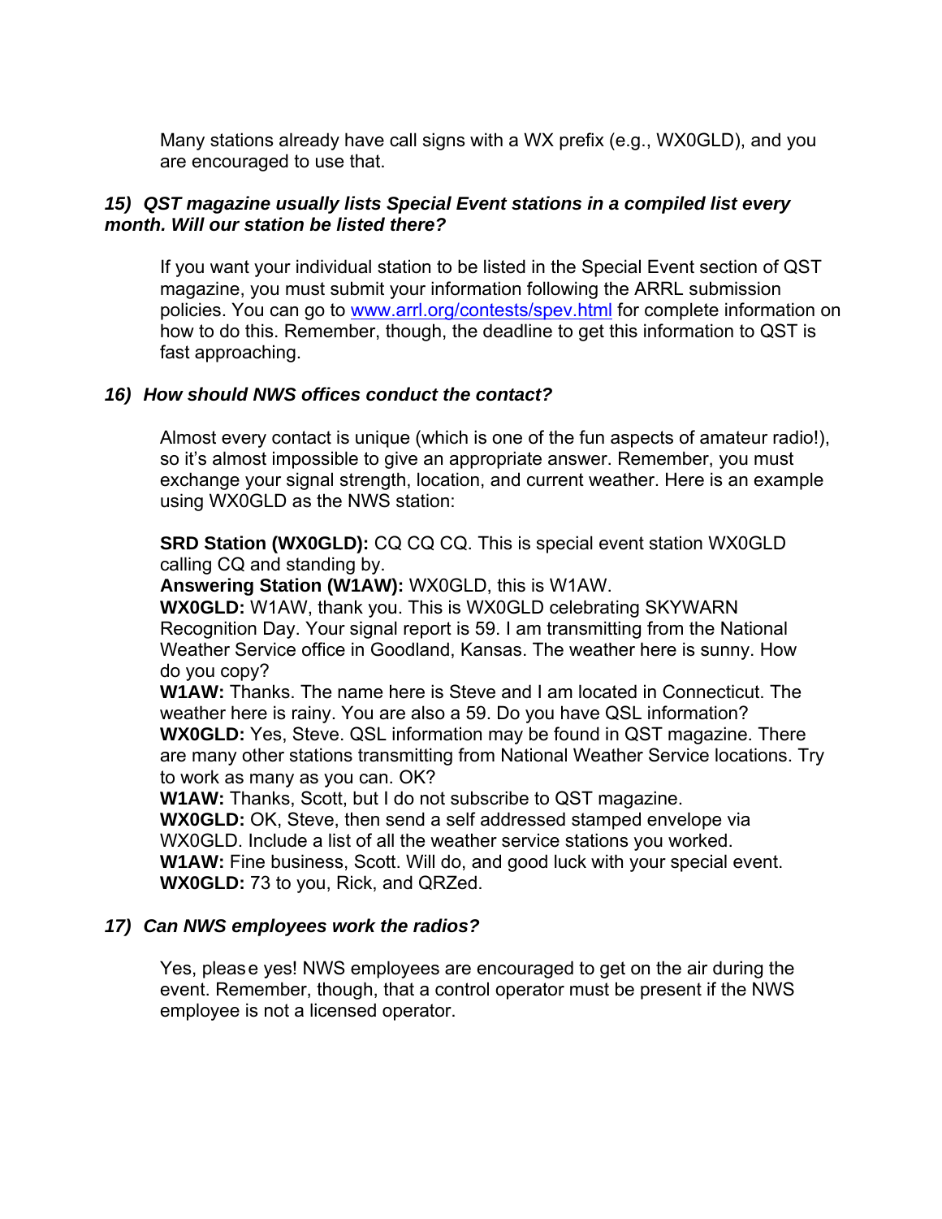Many stations already have call signs with a WX prefix (e.g., WX0GLD), and you are encouraged to use that.

***15) QST magazine usually lists Special Event stations in a compiled list every month. Will our station be listed there?***

If you want your individual station to be listed in the Special Event section of QST magazine, you must submit your information following the ARRL submission policies. You can go to [www.arrl.org/contests/spev.html](www.arrl.org/contests/spev.html) for complete information on how to do this. Remember, though, the deadline to get this information to QST is fast approaching.

***16) How should NWS offices conduct the contact?***

Almost every contact is unique (which is one of the fun aspects of amateur radio!), so it's almost impossible to give an appropriate answer. Remember, you must exchange your signal strength, location, and current weather. Here is an example using WX0GLD as the NWS station:

**SRD Station (WX0GLD):** CQ CQ CQ. This is special event station WX0GLD calling CQ and standing by.
**Answering Station (W1AW):** WX0GLD, this is W1AW.
**WX0GLD:** W1AW, thank you. This is WX0GLD celebrating SKYWARN Recognition Day. Your signal report is 59. I am transmitting from the National Weather Service office in Goodland, Kansas. The weather here is sunny. How do you copy?
**W1AW:** Thanks. The name here is Steve and I am located in Connecticut. The weather here is rainy. You are also a 59. Do you have QSL information?
**WX0GLD:** Yes, Steve. QSL information may be found in QST magazine. There are many other stations transmitting from National Weather Service locations. Try to work as many as you can. OK?
**W1AW:** Thanks, Scott, but I do not subscribe to QST magazine.
**WX0GLD:** OK, Steve, then send a self addressed stamped envelope via WX0GLD. Include a list of all the weather service stations you worked.
**W1AW:** Fine business, Scott. Will do, and good luck with your special event.
**WX0GLD:** 73 to you, Rick, and QRZed.

***17) Can NWS employees work the radios?***

Yes, please yes! NWS employees are encouraged to get on the air during the event. Remember, though, that a control operator must be present if the NWS employee is not a licensed operator.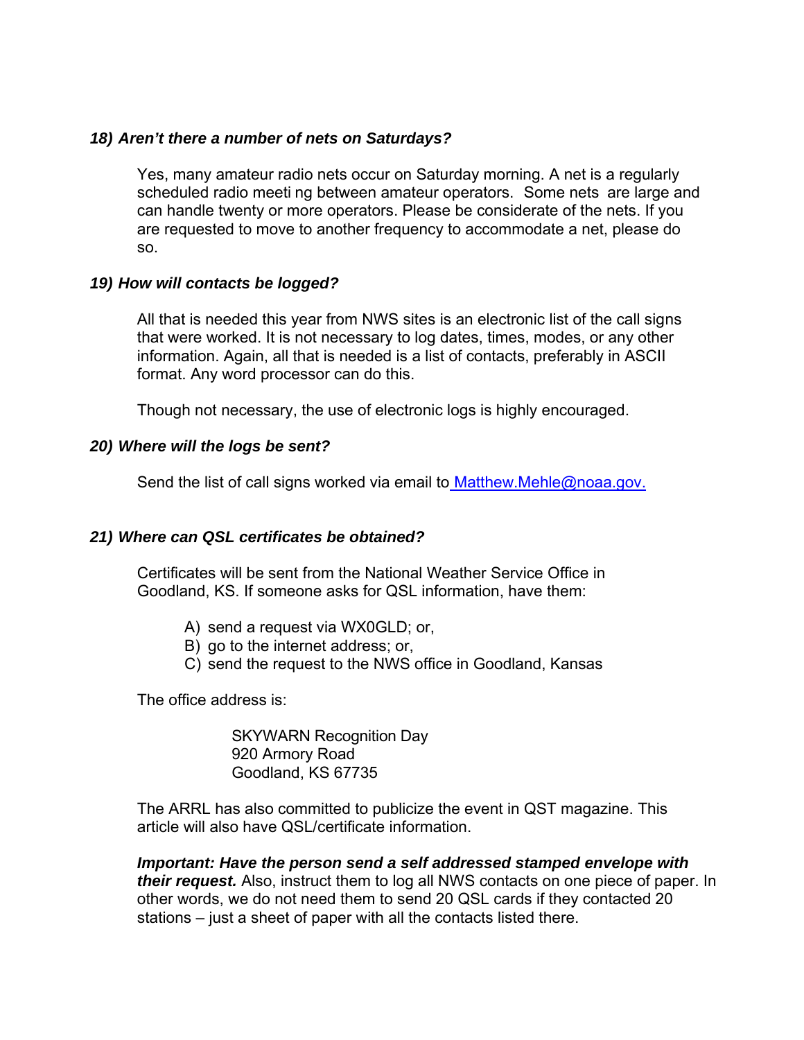### *18) Aren't there a number of nets on Saturdays?*

Yes, many amateur radio nets occur on Saturday morning. A net is a regularly scheduled radio meeti ng between amateur operators. Some nets are large and can handle twenty or more operators. Please be considerate of the nets. If you are requested to move to another frequency to accommodate a net, please do so.

### *19) How will contacts be logged?*

All that is needed this year from NWS sites is an electronic list of the call signs that were worked. It is not necessary to log dates, times, modes, or any other information. Again, all that is needed is a list of contacts, preferably in ASCII format. Any word processor can do this.

Though not necessary, the use of electronic logs is highly encouraged.

### *20) Where will the logs be sent?*

Send the list of call signs worked via email to Matthew.Mehle@noaa.gov.

### *21) Where can QSL certificates be obtained?*

Certificates will be sent from the National Weather Service Office in Goodland, KS. If someone asks for QSL information, have them:

A) send a request via WX0GLD; or,
B) go to the internet address; or,
C) send the request to the NWS office in Goodland, Kansas

The office address is:

SKYWARN Recognition Day
920 Armory Road
Goodland, KS 67735

The ARRL has also committed to publicize the event in QST magazine. This article will also have QSL/certificate information.

***Important: Have the person send a self addressed stamped envelope with their request.*** Also, instruct them to log all NWS contacts on one piece of paper. In other words, we do not need them to send 20 QSL cards if they contacted 20 stations – just a sheet of paper with all the contacts listed there.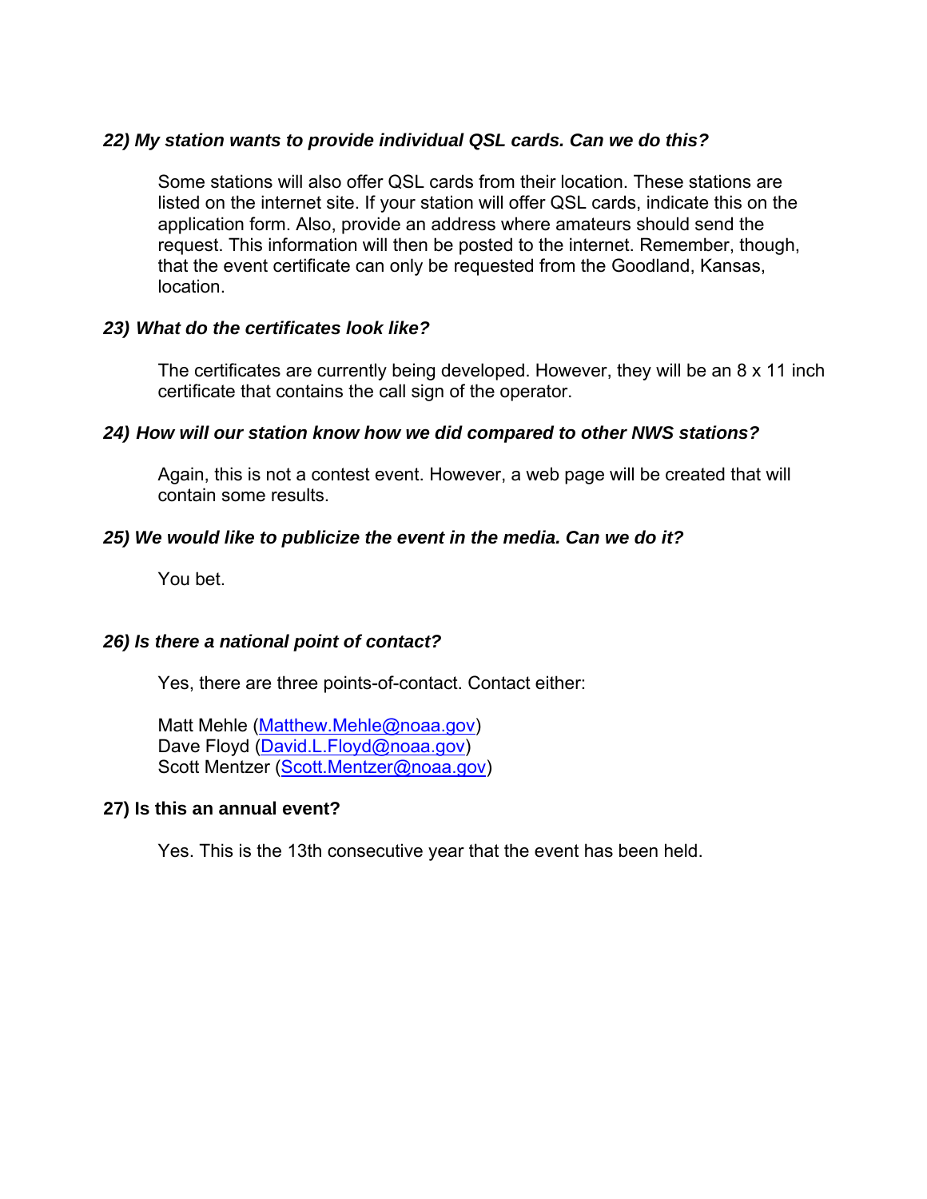***22) My station wants to provide individual QSL cards. Can we do this?***

Some stations will also offer QSL cards from their location. These stations are listed on the internet site. If your station will offer QSL cards, indicate this on the application form. Also, provide an address where amateurs should send the request. This information will then be posted to the internet. Remember, though, that the event certificate can only be requested from the Goodland, Kansas, location.

***23) What do the certificates look like?***

The certificates are currently being developed. However, they will be an 8 x 11 inch certificate that contains the call sign of the operator.

***24) How will our station know how we did compared to other NWS stations?***

Again, this is not a contest event. However, a web page will be created that will contain some results.

***25) We would like to publicize the event in the media. Can we do it?***

You bet.

***26) Is there a national point of contact?***

Yes, there are three points-of-contact. Contact either:

Matt Mehle (Matthew.Mehle@noaa.gov)
Dave Floyd (David.L.Floyd@noaa.gov)
Scott Mentzer (Scott.Mentzer@noaa.gov)

**27) Is this an annual event?**

Yes. This is the 13th consecutive year that the event has been held.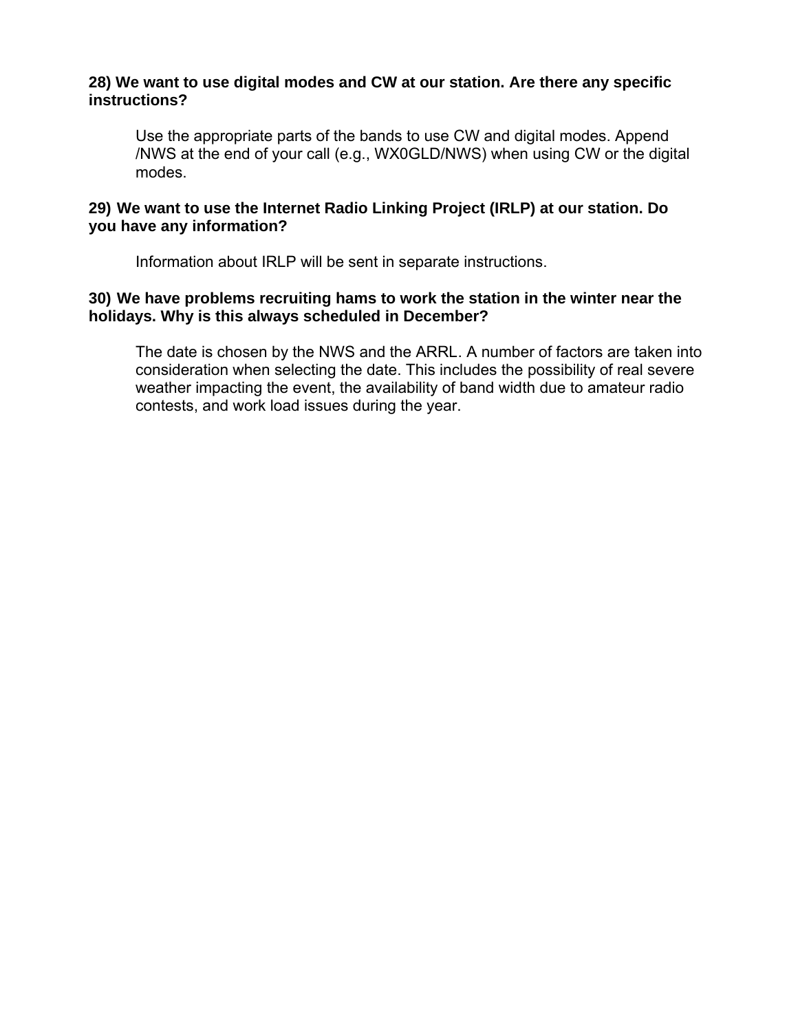**28) We want to use digital modes and CW at our station. Are there any specific instructions?**

> Use the appropriate parts of the bands to use CW and digital modes. Append /NWS at the end of your call (e.g., WX0GLD/NWS) when using CW or the digital modes.

**29) We want to use the Internet Radio Linking Project (IRLP) at our station. Do you have any information?**

> Information about IRLP will be sent in separate instructions.

**30) We have problems recruiting hams to work the station in the winter near the holidays. Why is this always scheduled in December?**

> The date is chosen by the NWS and the ARRL. A number of factors are taken into consideration when selecting the date. This includes the possibility of real severe weather impacting the event, the availability of band width due to amateur radio contests, and work load issues during the year.